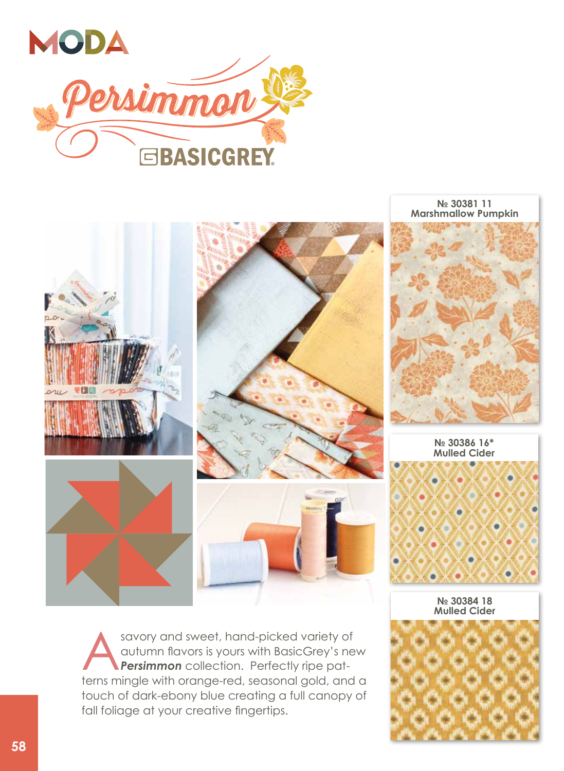# MODA

## Persimmon

BASICGREY

№ 30381 11
Marshmallow Pumpkin

№ 30386 16*
Mulled Cider

№ 30384 18
Mulled Cider

A savory and sweet, hand-picked variety of autumn flavors is yours with BasicGrey's new ***Persimmon*** collection. Perfectly ripe patterns mingle with orange-red, seasonal gold, and a touch of dark-ebony blue creating a full canopy of fall foliage at your creative fingertips.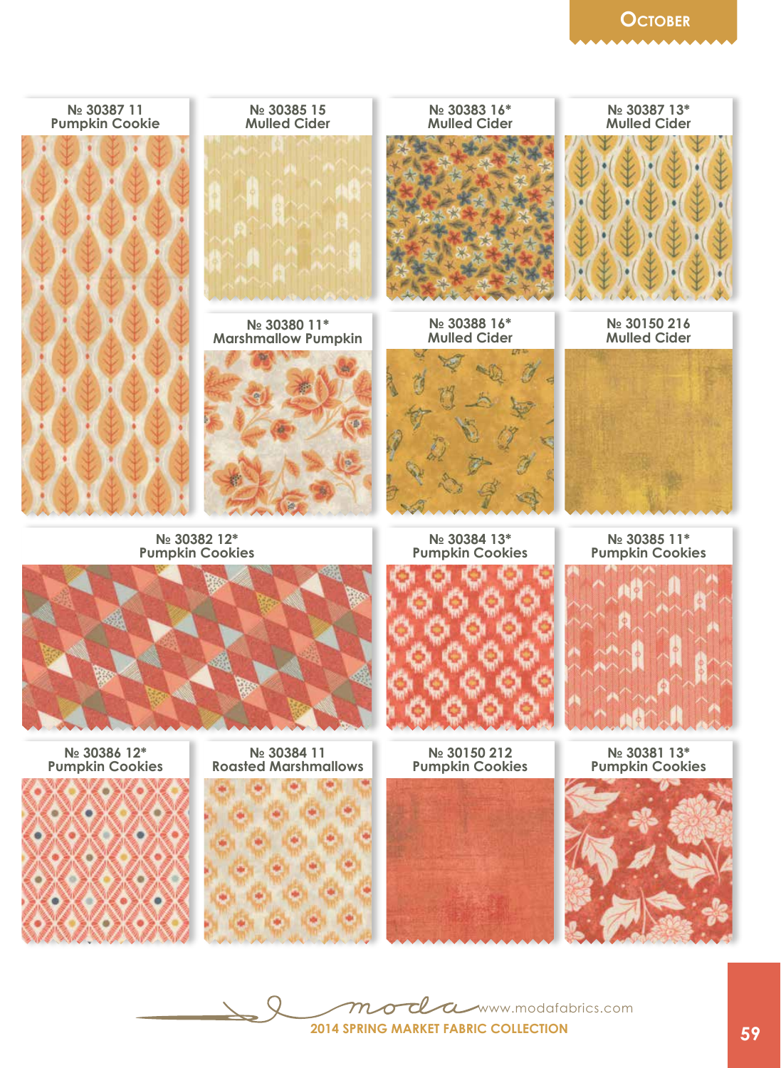# October

№ 30387 11
Pumpkin Cookie

№ 30385 15
Mulled Cider

№ 30383 16*
Mulled Cider

№ 30387 13*
Mulled Cider

№ 30380 11*
Marshmallow Pumpkin

№ 30388 16*
Mulled Cider

№ 30150 216
Mulled Cider

№ 30382 12*
Pumpkin Cookies

№ 30384 13*
Pumpkin Cookies

№ 30385 11*
Pumpkin Cookies

№ 30386 12*
Pumpkin Cookies

№ 30384 11
Roasted Marshmallows

№ 30150 212
Pumpkin Cookies

№ 30381 13*
Pumpkin Cookies

moda www.modafabrics.com
2014 SPRING MARKET FABRIC COLLECTION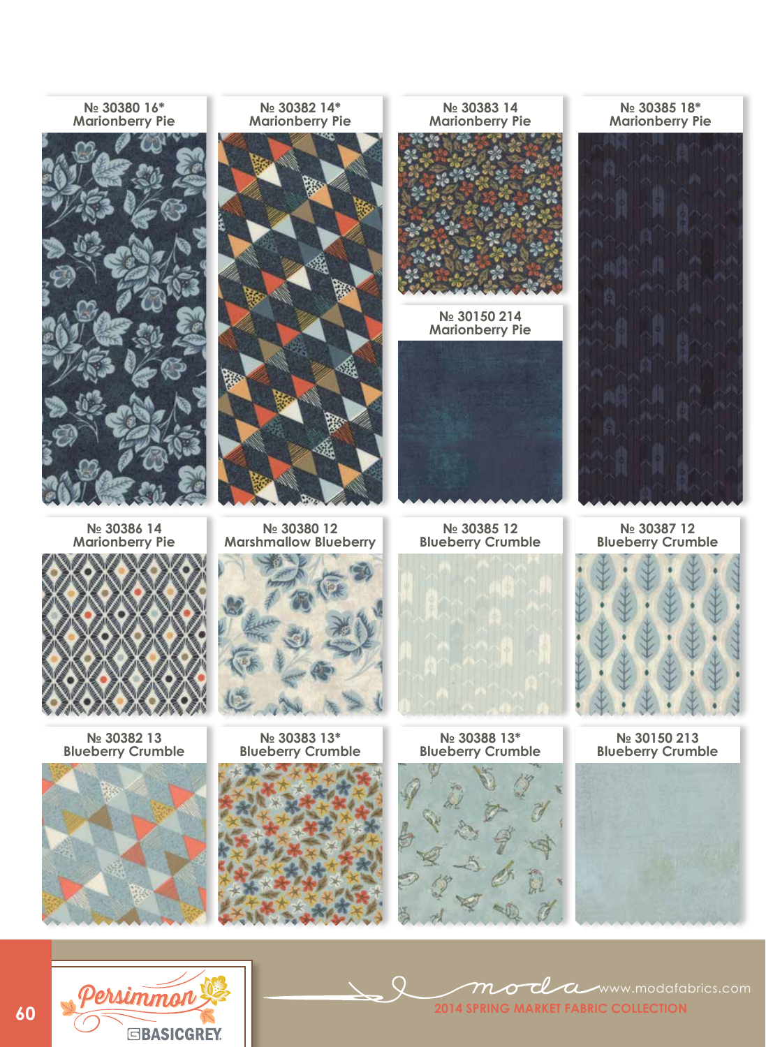№ 30380 16*
Marionberry Pie

№ 30382 14*
Marionberry Pie

№ 30383 14
Marionberry Pie

№ 30150 214
Marionberry Pie

№ 30385 18*
Marionberry Pie

№ 30386 14
Marionberry Pie

№ 30380 12
Marshmallow Blueberry

№ 30385 12
Blueberry Crumble

№ 30387 12
Blueberry Crumble

№ 30382 13
Blueberry Crumble

№ 30383 13*
Blueberry Crumble

№ 30388 13*
Blueberry Crumble

№ 30150 213
Blueberry Crumble

Persimmon
BASICGREY

moda www.modafabrics.com

2014 SPRING MARKET FABRIC COLLECTION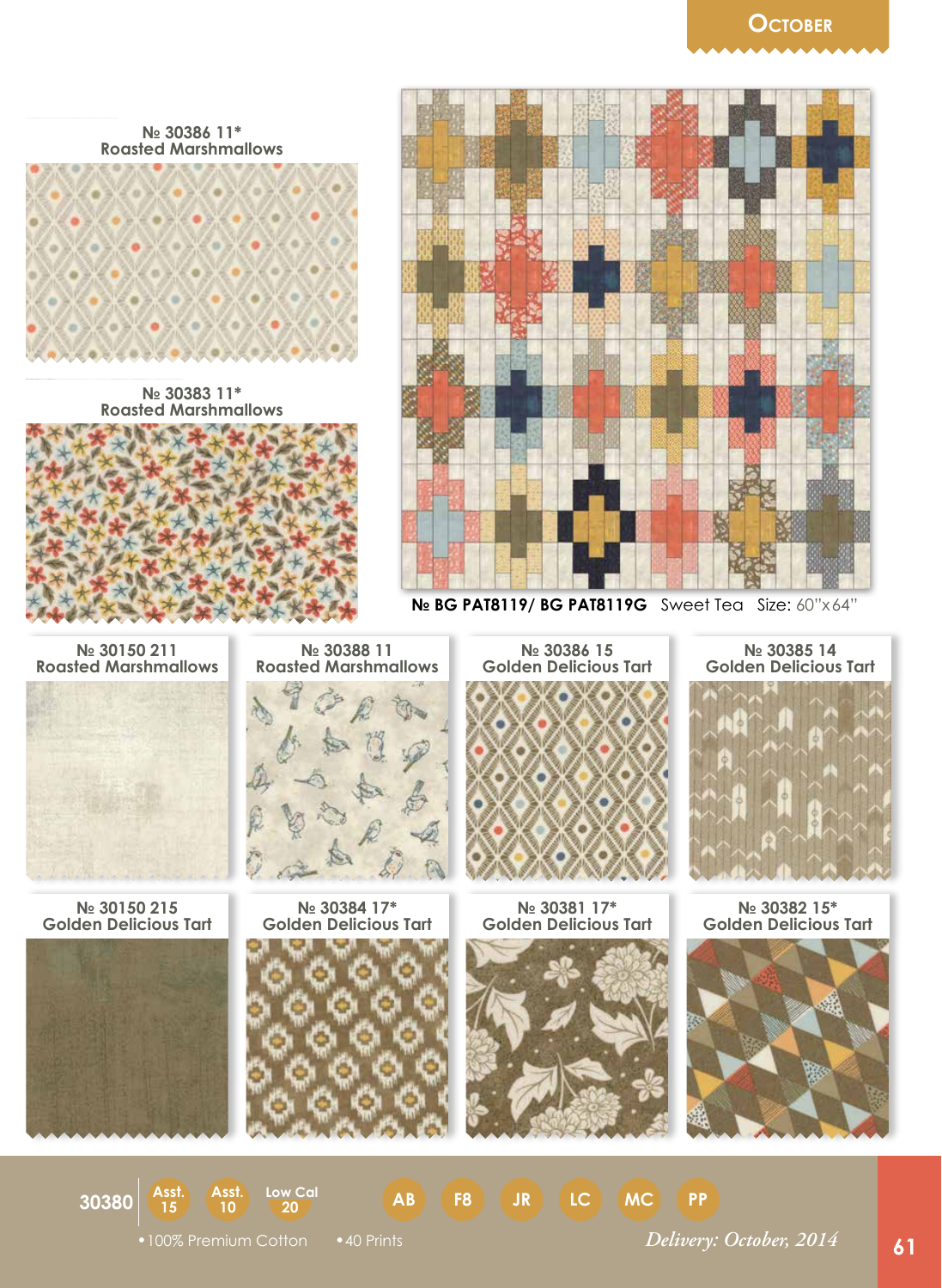October

№ 30386 11*
Roasted Marshmallows

№ 30383 11*
Roasted Marshmallows

№ BG PAT8119/ BG PAT8119G Sweet Tea Size: 60"x64"

№ 30150 211
Roasted Marshmallows

№ 30388 11
Roasted Marshmallows

№ 30386 15
Golden Delicious Tart

№ 30385 14
Golden Delicious Tart

№ 30150 215
Golden Delicious Tart

№ 30384 17*
Golden Delicious Tart

№ 30381 17*
Golden Delicious Tart

№ 30382 15*
Golden Delicious Tart

30380 | Asst. 15 | Asst. 10 | Low Cal 20 | AB | F8 | JR | LC | MC | PP

- 100% Premium Cotton
- 40 Prints

*Delivery: October, 2014*